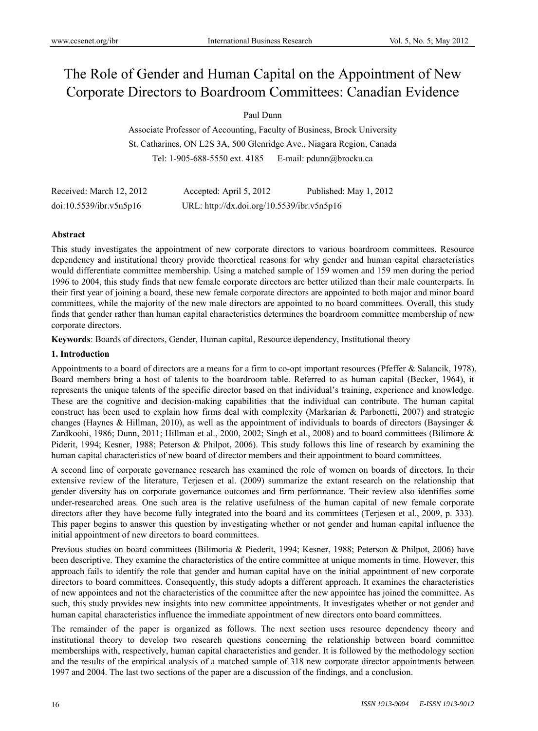# The Role of Gender and Human Capital on the Appointment of New Corporate Directors to Boardroom Committees: Canadian Evidence

Paul Dunn

Associate Professor of Accounting, Faculty of Business, Brock University

St. Catharines, ON L2S 3A, 500 Glenridge Ave., Niagara Region, Canada

Tel: 1-905-688-5550 ext. 4185 E-mail: pdunn@brocku.ca

Received: March 12, 2012 Accepted: April 5, 2012 Published: May 1, 2012

doi:10.5539/ibr.v5n5p16 URL: http://dx.doi.org/10.5539/ibr.v5n5p16

## Abstract

This study investigates the appointment of new corporate directors to various boardroom committees. Resource dependency and institutional theory provide theoretical reasons for why gender and human capital characteristics would differentiate committee membership. Using a matched sample of 159 women and 159 men during the period 1996 to 2004, this study finds that new female corporate directors are better utilized than their male counterparts. In their first year of joining a board, these new female corporate directors are appointed to both major and minor board committees, while the majority of the new male directors are appointed to no board committees. Overall, this study finds that gender rather than human capital characteristics determines the boardroom committee membership of new corporate directors.

**Keywords**: Boards of directors, Gender, Human capital, Resource dependency, Institutional theory

## 1. Introduction

Appointments to a board of directors are a means for a firm to co-opt important resources (Pfeffer & Salancik, 1978). Board members bring a host of talents to the boardroom table. Referred to as human capital (Becker, 1964), it represents the unique talents of the specific director based on that individual's training, experience and knowledge. These are the cognitive and decision-making capabilities that the individual can contribute. The human capital construct has been used to explain how firms deal with complexity (Markarian & Parbonetti, 2007) and strategic changes (Haynes & Hillman, 2010), as well as the appointment of individuals to boards of directors (Baysinger & Zardkoohi, 1986; Dunn, 2011; Hillman et al., 2000, 2002; Singh et al., 2008) and to board committees (Bilimore & Piderit, 1994; Kesner, 1988; Peterson & Philpot, 2006). This study follows this line of research by examining the human capital characteristics of new board of director members and their appointment to board committees.

A second line of corporate governance research has examined the role of women on boards of directors. In their extensive review of the literature, Terjesen et al. (2009) summarize the extant research on the relationship that gender diversity has on corporate governance outcomes and firm performance. Their review also identifies some under-researched areas. One such area is the relative usefulness of the human capital of new female corporate directors after they have become fully integrated into the board and its committees (Terjesen et al., 2009, p. 333). This paper begins to answer this question by investigating whether or not gender and human capital influence the initial appointment of new directors to board committees.

Previous studies on board committees (Bilimoria & Piederit, 1994; Kesner, 1988; Peterson & Philpot, 2006) have been descriptive. They examine the characteristics of the entire committee at unique moments in time. However, this approach fails to identify the role that gender and human capital have on the initial appointment of new corporate directors to board committees. Consequently, this study adopts a different approach. It examines the characteristics of new appointees and not the characteristics of the committee after the new appointee has joined the committee. As such, this study provides new insights into new committee appointments. It investigates whether or not gender and human capital characteristics influence the immediate appointment of new directors onto board committees.

The remainder of the paper is organized as follows. The next section uses resource dependency theory and institutional theory to develop two research questions concerning the relationship between board committee memberships with, respectively, human capital characteristics and gender. It is followed by the methodology section and the results of the empirical analysis of a matched sample of 318 new corporate director appointments between 1997 and 2004. The last two sections of the paper are a discussion of the findings, and a conclusion.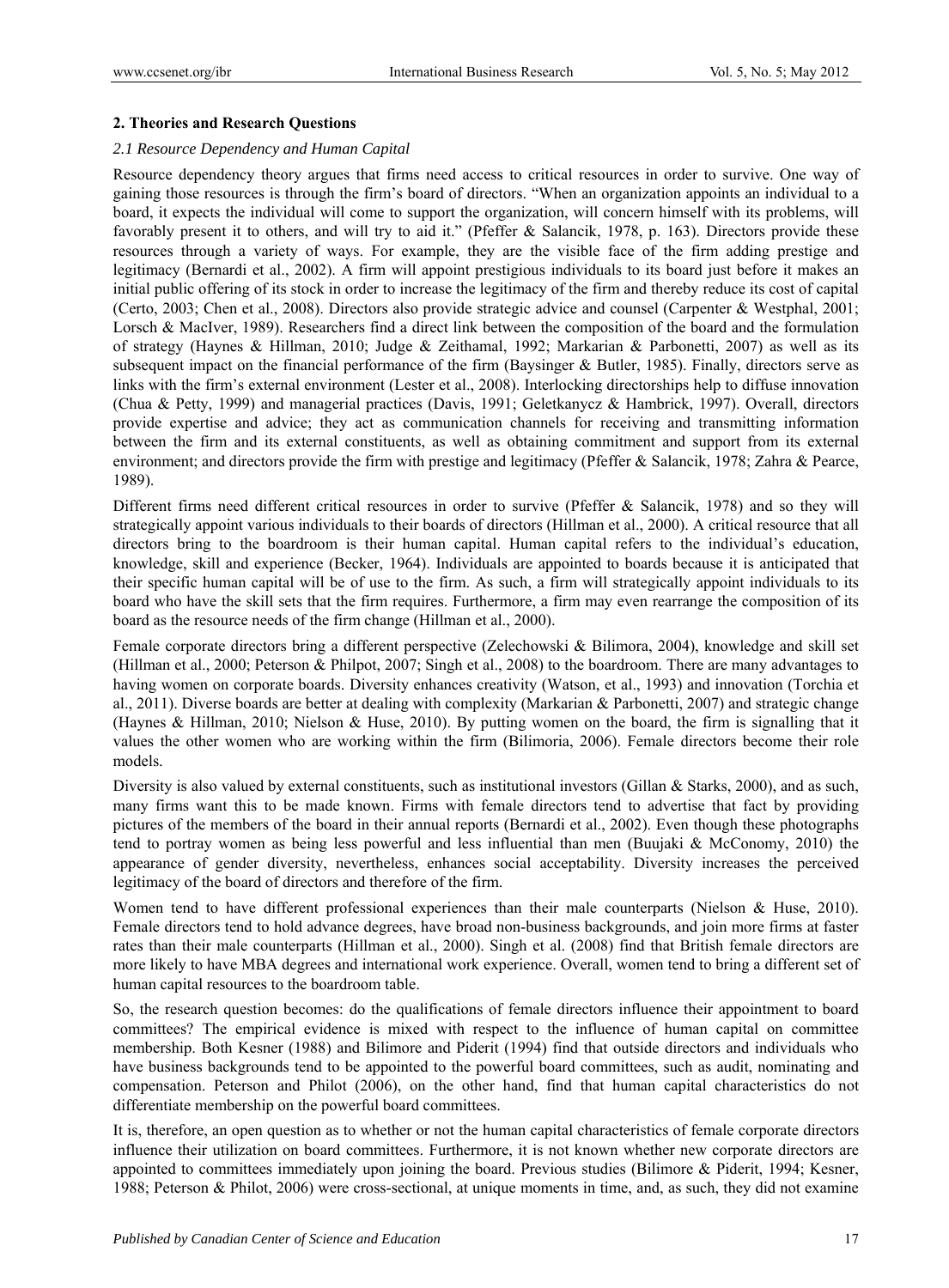## 2. Theories and Research Questions

### *2.1 Resource Dependency and Human Capital*

Resource dependency theory argues that firms need access to critical resources in order to survive. One way of gaining those resources is through the firm's board of directors. "When an organization appoints an individual to a board, it expects the individual will come to support the organization, will concern himself with its problems, will favorably present it to others, and will try to aid it." (Pfeffer & Salancik, 1978, p. 163). Directors provide these resources through a variety of ways. For example, they are the visible face of the firm adding prestige and legitimacy (Bernardi et al., 2002). A firm will appoint prestigious individuals to its board just before it makes an initial public offering of its stock in order to increase the legitimacy of the firm and thereby reduce its cost of capital (Certo, 2003; Chen et al., 2008). Directors also provide strategic advice and counsel (Carpenter & Westphal, 2001; Lorsch & MacIver, 1989). Researchers find a direct link between the composition of the board and the formulation of strategy (Haynes & Hillman, 2010; Judge & Zeithamal, 1992; Markarian & Parbonetti, 2007) as well as its subsequent impact on the financial performance of the firm (Baysinger & Butler, 1985). Finally, directors serve as links with the firm's external environment (Lester et al., 2008). Interlocking directorships help to diffuse innovation (Chua & Petty, 1999) and managerial practices (Davis, 1991; Geletkanycz & Hambrick, 1997). Overall, directors provide expertise and advice; they act as communication channels for receiving and transmitting information between the firm and its external constituents, as well as obtaining commitment and support from its external environment; and directors provide the firm with prestige and legitimacy (Pfeffer & Salancik, 1978; Zahra & Pearce, 1989).

Different firms need different critical resources in order to survive (Pfeffer & Salancik, 1978) and so they will strategically appoint various individuals to their boards of directors (Hillman et al., 2000). A critical resource that all directors bring to the boardroom is their human capital. Human capital refers to the individual's education, knowledge, skill and experience (Becker, 1964). Individuals are appointed to boards because it is anticipated that their specific human capital will be of use to the firm. As such, a firm will strategically appoint individuals to its board who have the skill sets that the firm requires. Furthermore, a firm may even rearrange the composition of its board as the resource needs of the firm change (Hillman et al., 2000).

Female corporate directors bring a different perspective (Zelechowski & Bilimora, 2004), knowledge and skill set (Hillman et al., 2000; Peterson & Philpot, 2007; Singh et al., 2008) to the boardroom. There are many advantages to having women on corporate boards. Diversity enhances creativity (Watson, et al., 1993) and innovation (Torchia et al., 2011). Diverse boards are better at dealing with complexity (Markarian & Parbonetti, 2007) and strategic change (Haynes & Hillman, 2010; Nielson & Huse, 2010). By putting women on the board, the firm is signalling that it values the other women who are working within the firm (Bilimoria, 2006). Female directors become their role models.

Diversity is also valued by external constituents, such as institutional investors (Gillan & Starks, 2000), and as such, many firms want this to be made known. Firms with female directors tend to advertise that fact by providing pictures of the members of the board in their annual reports (Bernardi et al., 2002). Even though these photographs tend to portray women as being less powerful and less influential than men (Buujaki & McConomy, 2010) the appearance of gender diversity, nevertheless, enhances social acceptability. Diversity increases the perceived legitimacy of the board of directors and therefore of the firm.

Women tend to have different professional experiences than their male counterparts (Nielson & Huse, 2010). Female directors tend to hold advance degrees, have broad non-business backgrounds, and join more firms at faster rates than their male counterparts (Hillman et al., 2000). Singh et al. (2008) find that British female directors are more likely to have MBA degrees and international work experience. Overall, women tend to bring a different set of human capital resources to the boardroom table.

So, the research question becomes: do the qualifications of female directors influence their appointment to board committees? The empirical evidence is mixed with respect to the influence of human capital on committee membership. Both Kesner (1988) and Bilimore and Piderit (1994) find that outside directors and individuals who have business backgrounds tend to be appointed to the powerful board committees, such as audit, nominating and compensation. Peterson and Philot (2006), on the other hand, find that human capital characteristics do not differentiate membership on the powerful board committees.

It is, therefore, an open question as to whether or not the human capital characteristics of female corporate directors influence their utilization on board committees. Furthermore, it is not known whether new corporate directors are appointed to committees immediately upon joining the board. Previous studies (Bilimore & Piderit, 1994; Kesner, 1988; Peterson & Philot, 2006) were cross-sectional, at unique moments in time, and, as such, they did not examine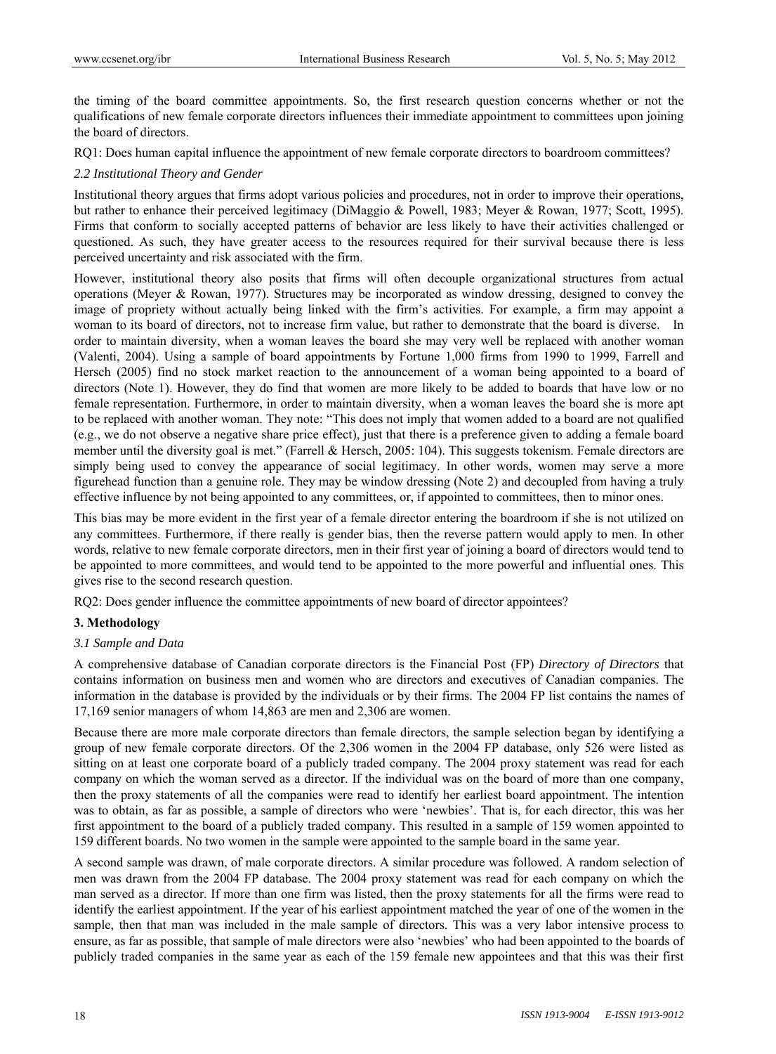the timing of the board committee appointments. So, the first research question concerns whether or not the qualifications of new female corporate directors influences their immediate appointment to committees upon joining the board of directors.

RQ1: Does human capital influence the appointment of new female corporate directors to boardroom committees?

### *2.2 Institutional Theory and Gender*

Institutional theory argues that firms adopt various policies and procedures, not in order to improve their operations, but rather to enhance their perceived legitimacy (DiMaggio & Powell, 1983; Meyer & Rowan, 1977; Scott, 1995). Firms that conform to socially accepted patterns of behavior are less likely to have their activities challenged or questioned. As such, they have greater access to the resources required for their survival because there is less perceived uncertainty and risk associated with the firm.

However, institutional theory also posits that firms will often decouple organizational structures from actual operations (Meyer & Rowan, 1977). Structures may be incorporated as window dressing, designed to convey the image of propriety without actually being linked with the firm's activities. For example, a firm may appoint a woman to its board of directors, not to increase firm value, but rather to demonstrate that the board is diverse. In order to maintain diversity, when a woman leaves the board she may very well be replaced with another woman (Valenti, 2004). Using a sample of board appointments by Fortune 1,000 firms from 1990 to 1999, Farrell and Hersch (2005) find no stock market reaction to the announcement of a woman being appointed to a board of directors (Note 1). However, they do find that women are more likely to be added to boards that have low or no female representation. Furthermore, in order to maintain diversity, when a woman leaves the board she is more apt to be replaced with another woman. They note: "This does not imply that women added to a board are not qualified (e.g., we do not observe a negative share price effect), just that there is a preference given to adding a female board member until the diversity goal is met." (Farrell & Hersch, 2005: 104). This suggests tokenism. Female directors are simply being used to convey the appearance of social legitimacy. In other words, women may serve a more figurehead function than a genuine role. They may be window dressing (Note 2) and decoupled from having a truly effective influence by not being appointed to any committees, or, if appointed to committees, then to minor ones.

This bias may be more evident in the first year of a female director entering the boardroom if she is not utilized on any committees. Furthermore, if there really is gender bias, then the reverse pattern would apply to men. In other words, relative to new female corporate directors, men in their first year of joining a board of directors would tend to be appointed to more committees, and would tend to be appointed to the more powerful and influential ones. This gives rise to the second research question.

RQ2: Does gender influence the committee appointments of new board of director appointees?

## 3. Methodology

### *3.1 Sample and Data*

A comprehensive database of Canadian corporate directors is the Financial Post (FP) *Directory of Directors* that contains information on business men and women who are directors and executives of Canadian companies. The information in the database is provided by the individuals or by their firms. The 2004 FP list contains the names of 17,169 senior managers of whom 14,863 are men and 2,306 are women.

Because there are more male corporate directors than female directors, the sample selection began by identifying a group of new female corporate directors. Of the 2,306 women in the 2004 FP database, only 526 were listed as sitting on at least one corporate board of a publicly traded company. The 2004 proxy statement was read for each company on which the woman served as a director. If the individual was on the board of more than one company, then the proxy statements of all the companies were read to identify her earliest board appointment. The intention was to obtain, as far as possible, a sample of directors who were 'newbies'. That is, for each director, this was her first appointment to the board of a publicly traded company. This resulted in a sample of 159 women appointed to 159 different boards. No two women in the sample were appointed to the sample board in the same year.

A second sample was drawn, of male corporate directors. A similar procedure was followed. A random selection of men was drawn from the 2004 FP database. The 2004 proxy statement was read for each company on which the man served as a director. If more than one firm was listed, then the proxy statements for all the firms were read to identify the earliest appointment. If the year of his earliest appointment matched the year of one of the women in the sample, then that man was included in the male sample of directors. This was a very labor intensive process to ensure, as far as possible, that sample of male directors were also 'newbies' who had been appointed to the boards of publicly traded companies in the same year as each of the 159 female new appointees and that this was their first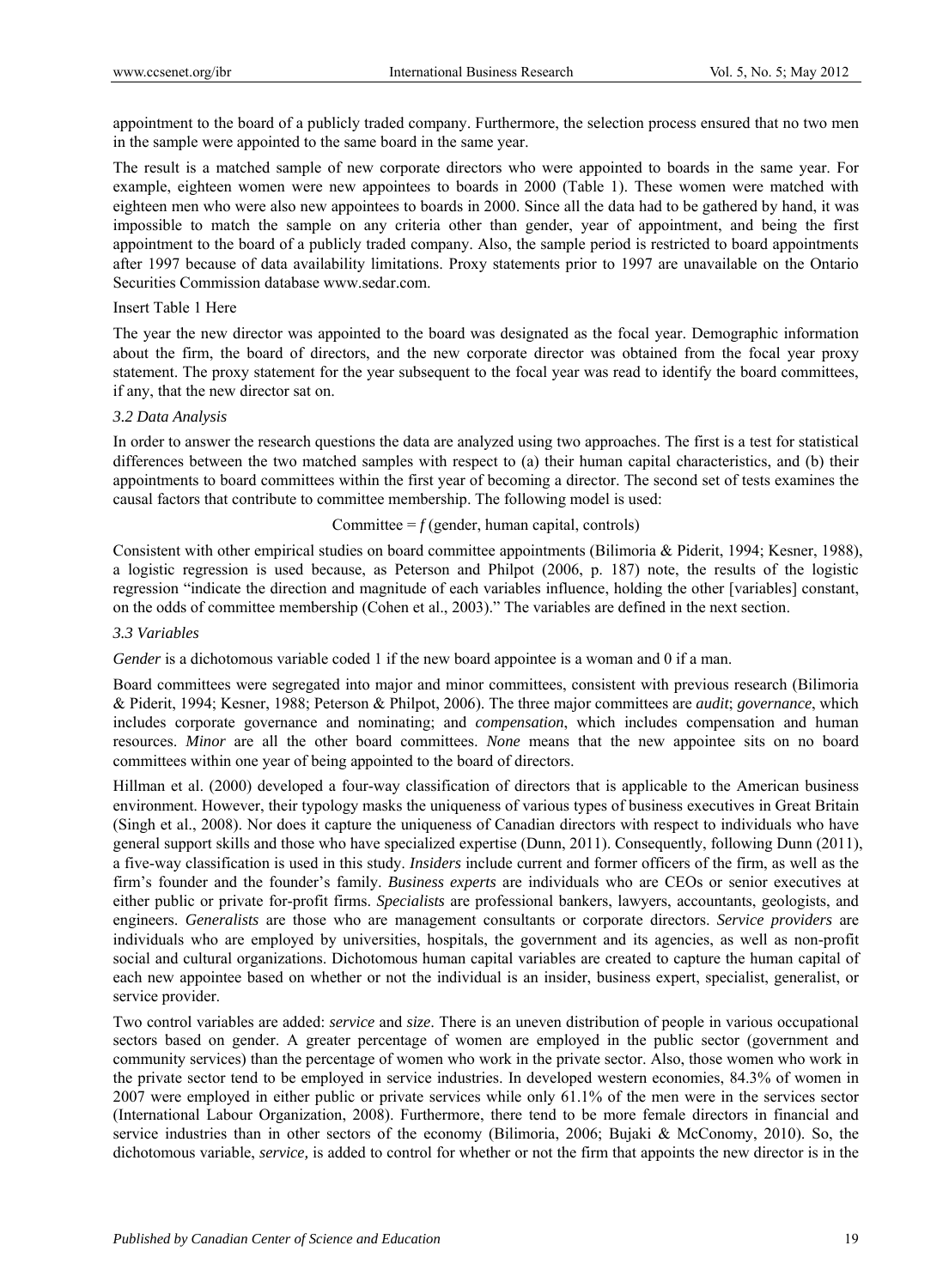appointment to the board of a publicly traded company. Furthermore, the selection process ensured that no two men in the sample were appointed to the same board in the same year.

The result is a matched sample of new corporate directors who were appointed to boards in the same year. For example, eighteen women were new appointees to boards in 2000 (Table 1). These women were matched with eighteen men who were also new appointees to boards in 2000. Since all the data had to be gathered by hand, it was impossible to match the sample on any criteria other than gender, year of appointment, and being the first appointment to the board of a publicly traded company. Also, the sample period is restricted to board appointments after 1997 because of data availability limitations. Proxy statements prior to 1997 are unavailable on the Ontario Securities Commission database www.sedar.com.

Insert Table 1 Here

The year the new director was appointed to the board was designated as the focal year. Demographic information about the firm, the board of directors, and the new corporate director was obtained from the focal year proxy statement. The proxy statement for the year subsequent to the focal year was read to identify the board committees, if any, that the new director sat on.

### *3.2 Data Analysis*

In order to answer the research questions the data are analyzed using two approaches. The first is a test for statistical differences between the two matched samples with respect to (a) their human capital characteristics, and (b) their appointments to board committees within the first year of becoming a director. The second set of tests examines the causal factors that contribute to committee membership. The following model is used:

$$\text{Committee} = f\,(\text{gender, human capital, controls})$$

Consistent with other empirical studies on board committee appointments (Bilimoria & Piderit, 1994; Kesner, 1988), a logistic regression is used because, as Peterson and Philpot (2006, p. 187) note, the results of the logistic regression "indicate the direction and magnitude of each variables influence, holding the other [variables] constant, on the odds of committee membership (Cohen et al., 2003)." The variables are defined in the next section.

### *3.3 Variables*

*Gender* is a dichotomous variable coded 1 if the new board appointee is a woman and 0 if a man.

Board committees were segregated into major and minor committees, consistent with previous research (Bilimoria & Piderit, 1994; Kesner, 1988; Peterson & Philpot, 2006). The three major committees are *audit*; *governance*, which includes corporate governance and nominating; and *compensation*, which includes compensation and human resources. *Minor* are all the other board committees. *None* means that the new appointee sits on no board committees within one year of being appointed to the board of directors.

Hillman et al. (2000) developed a four-way classification of directors that is applicable to the American business environment. However, their typology masks the uniqueness of various types of business executives in Great Britain (Singh et al., 2008). Nor does it capture the uniqueness of Canadian directors with respect to individuals who have general support skills and those who have specialized expertise (Dunn, 2011). Consequently, following Dunn (2011), a five-way classification is used in this study. *Insiders* include current and former officers of the firm, as well as the firm's founder and the founder's family. *Business experts* are individuals who are CEOs or senior executives at either public or private for-profit firms. *Specialists* are professional bankers, lawyers, accountants, geologists, and engineers. *Generalists* are those who are management consultants or corporate directors. *Service providers* are individuals who are employed by universities, hospitals, the government and its agencies, as well as non-profit social and cultural organizations. Dichotomous human capital variables are created to capture the human capital of each new appointee based on whether or not the individual is an insider, business expert, specialist, generalist, or service provider.

Two control variables are added: *service* and *size*. There is an uneven distribution of people in various occupational sectors based on gender. A greater percentage of women are employed in the public sector (government and community services) than the percentage of women who work in the private sector. Also, those women who work in the private sector tend to be employed in service industries. In developed western economies, 84.3% of women in 2007 were employed in either public or private services while only 61.1% of the men were in the services sector (International Labour Organization, 2008). Furthermore, there tend to be more female directors in financial and service industries than in other sectors of the economy (Bilimoria, 2006; Bujaki & McConomy, 2010). So, the dichotomous variable, *service,* is added to control for whether or not the firm that appoints the new director is in the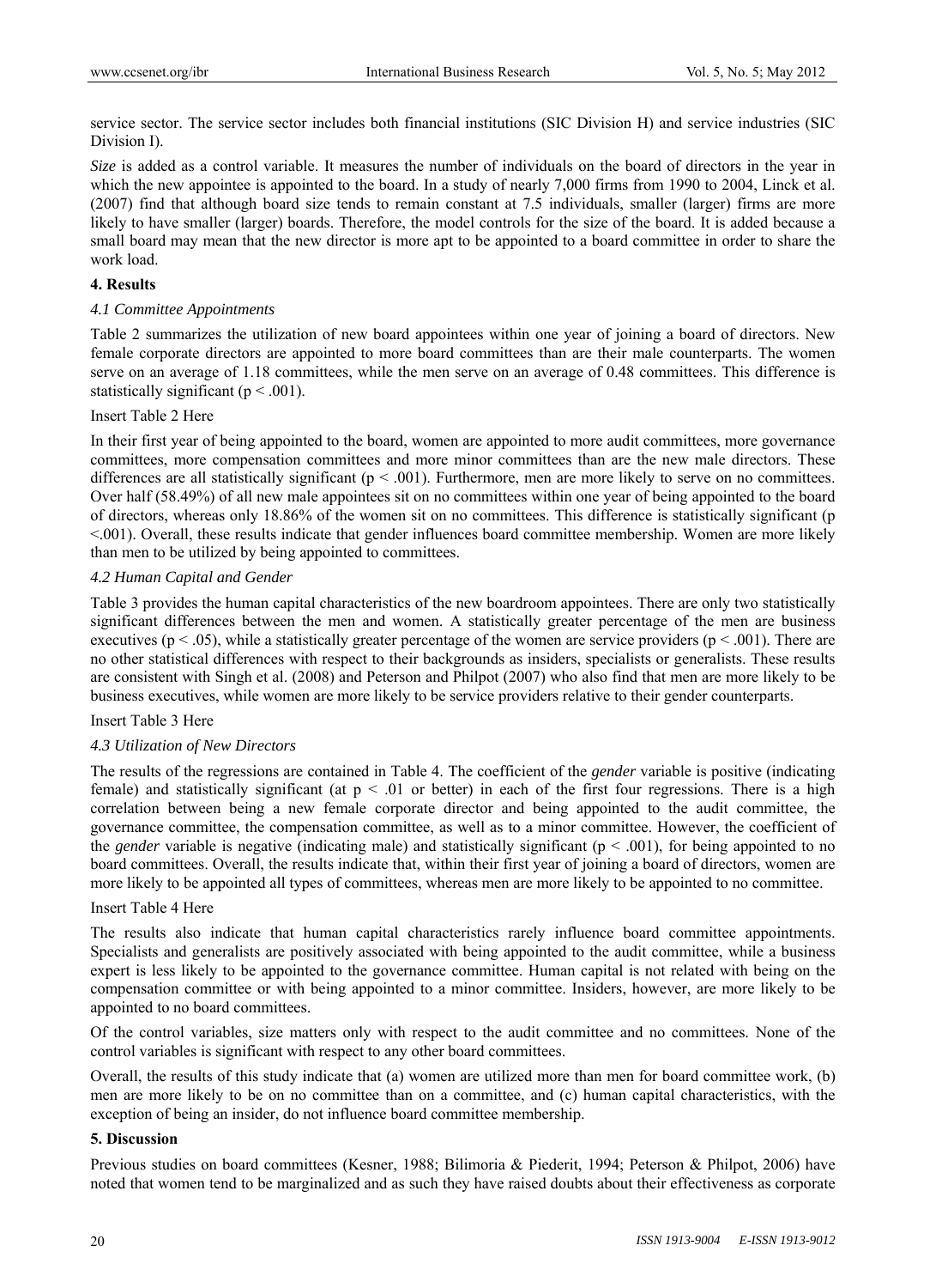service sector. The service sector includes both financial institutions (SIC Division H) and service industries (SIC Division I).

*Size* is added as a control variable. It measures the number of individuals on the board of directors in the year in which the new appointee is appointed to the board. In a study of nearly 7,000 firms from 1990 to 2004, Linck et al. (2007) find that although board size tends to remain constant at 7.5 individuals, smaller (larger) firms are more likely to have smaller (larger) boards. Therefore, the model controls for the size of the board. It is added because a small board may mean that the new director is more apt to be appointed to a board committee in order to share the work load.

## 4. Results

### 4.1 Committee Appointments

Table 2 summarizes the utilization of new board appointees within one year of joining a board of directors. New female corporate directors are appointed to more board committees than are their male counterparts. The women serve on an average of 1.18 committees, while the men serve on an average of 0.48 committees. This difference is statistically significant ($p < .001$).

Insert Table 2 Here

In their first year of being appointed to the board, women are appointed to more audit committees, more governance committees, more compensation committees and more minor committees than are the new male directors. These differences are all statistically significant ($p < .001$). Furthermore, men are more likely to serve on no committees. Over half (58.49%) of all new male appointees sit on no committees within one year of being appointed to the board of directors, whereas only 18.86% of the women sit on no committees. This difference is statistically significant ($p < .001$). Overall, these results indicate that gender influences board committee membership. Women are more likely than men to be utilized by being appointed to committees.

### 4.2 Human Capital and Gender

Table 3 provides the human capital characteristics of the new boardroom appointees. There are only two statistically significant differences between the men and women. A statistically greater percentage of the men are business executives ($p < .05$), while a statistically greater percentage of the women are service providers ($p < .001$). There are no other statistical differences with respect to their backgrounds as insiders, specialists or generalists. These results are consistent with Singh et al. (2008) and Peterson and Philpot (2007) who also find that men are more likely to be business executives, while women are more likely to be service providers relative to their gender counterparts.

Insert Table 3 Here

### 4.3 Utilization of New Directors

The results of the regressions are contained in Table 4. The coefficient of the *gender* variable is positive (indicating female) and statistically significant (at $p < .01$ or better) in each of the first four regressions. There is a high correlation between being a new female corporate director and being appointed to the audit committee, the governance committee, the compensation committee, as well as to a minor committee. However, the coefficient of the *gender* variable is negative (indicating male) and statistically significant ($p < .001$), for being appointed to no board committees. Overall, the results indicate that, within their first year of joining a board of directors, women are more likely to be appointed all types of committees, whereas men are more likely to be appointed to no committee.

Insert Table 4 Here

The results also indicate that human capital characteristics rarely influence board committee appointments. Specialists and generalists are positively associated with being appointed to the audit committee, while a business expert is less likely to be appointed to the governance committee. Human capital is not related with being on the compensation committee or with being appointed to a minor committee. Insiders, however, are more likely to be appointed to no board committees.

Of the control variables, size matters only with respect to the audit committee and no committees. None of the control variables is significant with respect to any other board committees.

Overall, the results of this study indicate that (a) women are utilized more than men for board committee work, (b) men are more likely to be on no committee than on a committee, and (c) human capital characteristics, with the exception of being an insider, do not influence board committee membership.

## 5. Discussion

Previous studies on board committees (Kesner, 1988; Bilimoria & Piederit, 1994; Peterson & Philpot, 2006) have noted that women tend to be marginalized and as such they have raised doubts about their effectiveness as corporate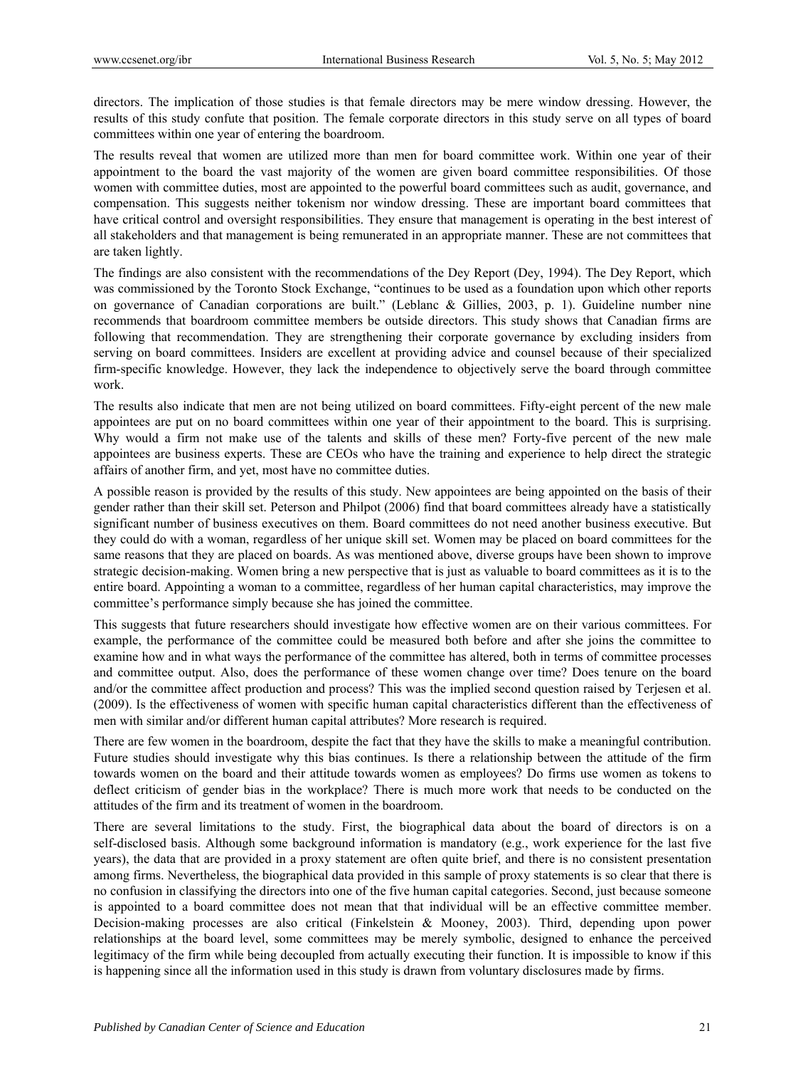directors. The implication of those studies is that female directors may be mere window dressing. However, the results of this study confute that position. The female corporate directors in this study serve on all types of board committees within one year of entering the boardroom.

The results reveal that women are utilized more than men for board committee work. Within one year of their appointment to the board the vast majority of the women are given board committee responsibilities. Of those women with committee duties, most are appointed to the powerful board committees such as audit, governance, and compensation. This suggests neither tokenism nor window dressing. These are important board committees that have critical control and oversight responsibilities. They ensure that management is operating in the best interest of all stakeholders and that management is being remunerated in an appropriate manner. These are not committees that are taken lightly.

The findings are also consistent with the recommendations of the Dey Report (Dey, 1994). The Dey Report, which was commissioned by the Toronto Stock Exchange, "continues to be used as a foundation upon which other reports on governance of Canadian corporations are built." (Leblanc & Gillies, 2003, p. 1). Guideline number nine recommends that boardroom committee members be outside directors. This study shows that Canadian firms are following that recommendation. They are strengthening their corporate governance by excluding insiders from serving on board committees. Insiders are excellent at providing advice and counsel because of their specialized firm-specific knowledge. However, they lack the independence to objectively serve the board through committee work.

The results also indicate that men are not being utilized on board committees. Fifty-eight percent of the new male appointees are put on no board committees within one year of their appointment to the board. This is surprising. Why would a firm not make use of the talents and skills of these men? Forty-five percent of the new male appointees are business experts. These are CEOs who have the training and experience to help direct the strategic affairs of another firm, and yet, most have no committee duties.

A possible reason is provided by the results of this study. New appointees are being appointed on the basis of their gender rather than their skill set. Peterson and Philpot (2006) find that board committees already have a statistically significant number of business executives on them. Board committees do not need another business executive. But they could do with a woman, regardless of her unique skill set. Women may be placed on board committees for the same reasons that they are placed on boards. As was mentioned above, diverse groups have been shown to improve strategic decision-making. Women bring a new perspective that is just as valuable to board committees as it is to the entire board. Appointing a woman to a committee, regardless of her human capital characteristics, may improve the committee's performance simply because she has joined the committee.

This suggests that future researchers should investigate how effective women are on their various committees. For example, the performance of the committee could be measured both before and after she joins the committee to examine how and in what ways the performance of the committee has altered, both in terms of committee processes and committee output. Also, does the performance of these women change over time? Does tenure on the board and/or the committee affect production and process? This was the implied second question raised by Terjesen et al. (2009). Is the effectiveness of women with specific human capital characteristics different than the effectiveness of men with similar and/or different human capital attributes? More research is required.

There are few women in the boardroom, despite the fact that they have the skills to make a meaningful contribution. Future studies should investigate why this bias continues. Is there a relationship between the attitude of the firm towards women on the board and their attitude towards women as employees? Do firms use women as tokens to deflect criticism of gender bias in the workplace? There is much more work that needs to be conducted on the attitudes of the firm and its treatment of women in the boardroom.

There are several limitations to the study. First, the biographical data about the board of directors is on a self-disclosed basis. Although some background information is mandatory (e.g., work experience for the last five years), the data that are provided in a proxy statement are often quite brief, and there is no consistent presentation among firms. Nevertheless, the biographical data provided in this sample of proxy statements is so clear that there is no confusion in classifying the directors into one of the five human capital categories. Second, just because someone is appointed to a board committee does not mean that that individual will be an effective committee member. Decision-making processes are also critical (Finkelstein & Mooney, 2003). Third, depending upon power relationships at the board level, some committees may be merely symbolic, designed to enhance the perceived legitimacy of the firm while being decoupled from actually executing their function. It is impossible to know if this is happening since all the information used in this study is drawn from voluntary disclosures made by firms.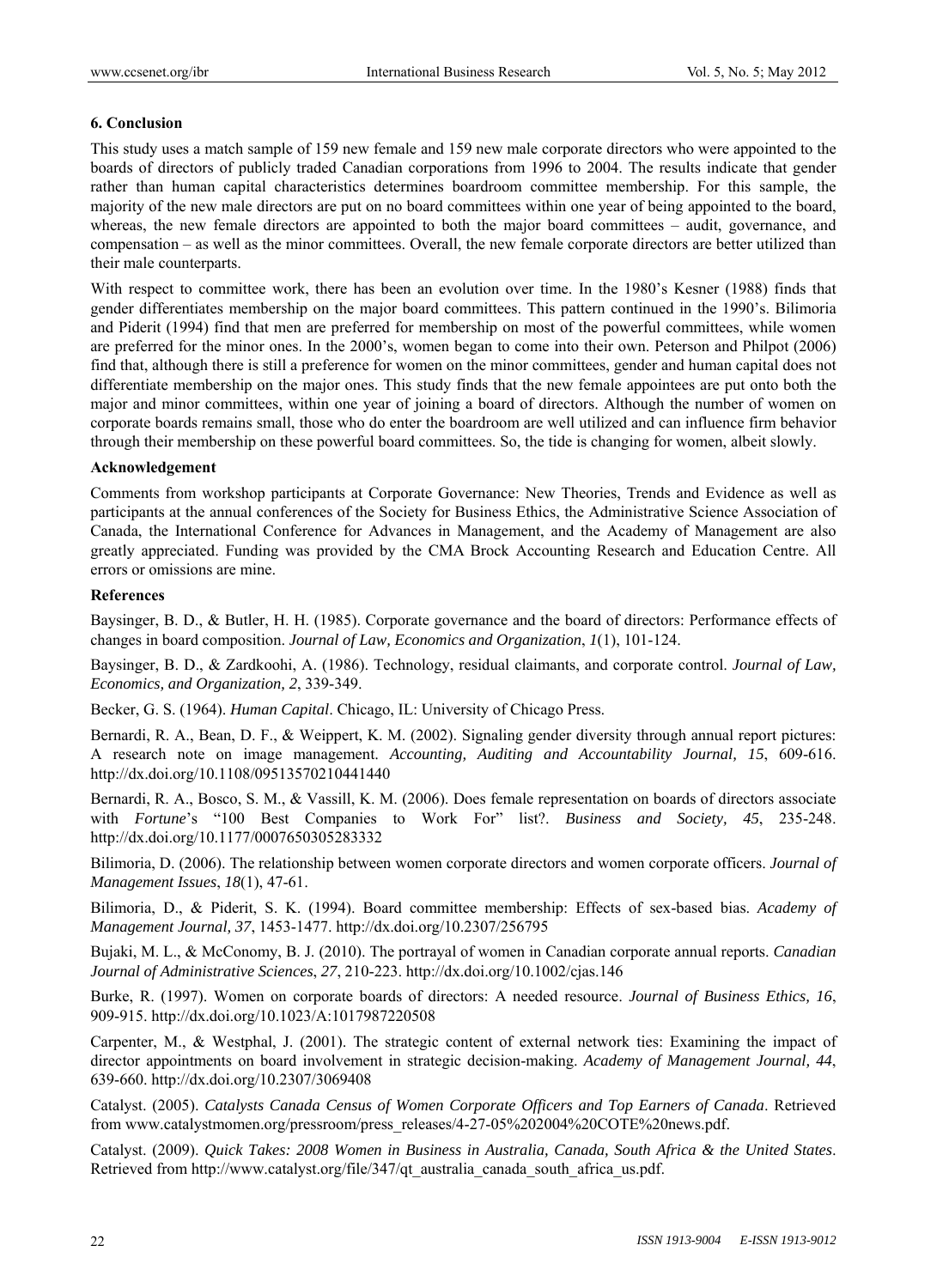## 6. Conclusion

This study uses a match sample of 159 new female and 159 new male corporate directors who were appointed to the boards of directors of publicly traded Canadian corporations from 1996 to 2004. The results indicate that gender rather than human capital characteristics determines boardroom committee membership. For this sample, the majority of the new male directors are put on no board committees within one year of being appointed to the board, whereas, the new female directors are appointed to both the major board committees – audit, governance, and compensation – as well as the minor committees. Overall, the new female corporate directors are better utilized than their male counterparts.

With respect to committee work, there has been an evolution over time. In the 1980's Kesner (1988) finds that gender differentiates membership on the major board committees. This pattern continued in the 1990's. Bilimoria and Piderit (1994) find that men are preferred for membership on most of the powerful committees, while women are preferred for the minor ones. In the 2000's, women began to come into their own. Peterson and Philpot (2006) find that, although there is still a preference for women on the minor committees, gender and human capital does not differentiate membership on the major ones. This study finds that the new female appointees are put onto both the major and minor committees, within one year of joining a board of directors. Although the number of women on corporate boards remains small, those who do enter the boardroom are well utilized and can influence firm behavior through their membership on these powerful board committees. So, the tide is changing for women, albeit slowly.

### Acknowledgement

Comments from workshop participants at Corporate Governance: New Theories, Trends and Evidence as well as participants at the annual conferences of the Society for Business Ethics, the Administrative Science Association of Canada, the International Conference for Advances in Management, and the Academy of Management are also greatly appreciated. Funding was provided by the CMA Brock Accounting Research and Education Centre. All errors or omissions are mine.

### References

Baysinger, B. D., & Butler, H. H. (1985). Corporate governance and the board of directors: Performance effects of changes in board composition. *Journal of Law, Economics and Organization*, *1*(1), 101-124.

Baysinger, B. D., & Zardkoohi, A. (1986). Technology, residual claimants, and corporate control. *Journal of Law, Economics, and Organization, 2*, 339-349.

Becker, G. S. (1964). *Human Capital*. Chicago, IL: University of Chicago Press.

Bernardi, R. A., Bean, D. F., & Weippert, K. M. (2002). Signaling gender diversity through annual report pictures: A research note on image management. *Accounting, Auditing and Accountability Journal, 15*, 609-616. http://dx.doi.org/10.1108/09513570210441440

Bernardi, R. A., Bosco, S. M., & Vassill, K. M. (2006). Does female representation on boards of directors associate with *Fortune*'s "100 Best Companies to Work For" list?. *Business and Society, 45*, 235-248. http://dx.doi.org/10.1177/0007650305283332

Bilimoria, D. (2006). The relationship between women corporate directors and women corporate officers. *Journal of Management Issues*, *18*(1), 47-61.

Bilimoria, D., & Piderit, S. K. (1994). Board committee membership: Effects of sex-based bias. *Academy of Management Journal, 37*, 1453-1477. http://dx.doi.org/10.2307/256795

Bujaki, M. L., & McConomy, B. J. (2010). The portrayal of women in Canadian corporate annual reports. *Canadian Journal of Administrative Sciences*, *27*, 210-223. http://dx.doi.org/10.1002/cjas.146

Burke, R. (1997). Women on corporate boards of directors: A needed resource. *Journal of Business Ethics, 16*, 909-915. http://dx.doi.org/10.1023/A:1017987220508

Carpenter, M., & Westphal, J. (2001). The strategic content of external network ties: Examining the impact of director appointments on board involvement in strategic decision-making. *Academy of Management Journal, 44*, 639-660. http://dx.doi.org/10.2307/3069408

Catalyst. (2005). *Catalysts Canada Census of Women Corporate Officers and Top Earners of Canada*. Retrieved from www.catalystmomen.org/pressroom/press_releases/4-27-05%202004%20COTE%20news.pdf.

Catalyst. (2009). *Quick Takes: 2008 Women in Business in Australia, Canada, South Africa & the United States*. Retrieved from http://www.catalyst.org/file/347/qt_australia_canada_south_africa_us.pdf.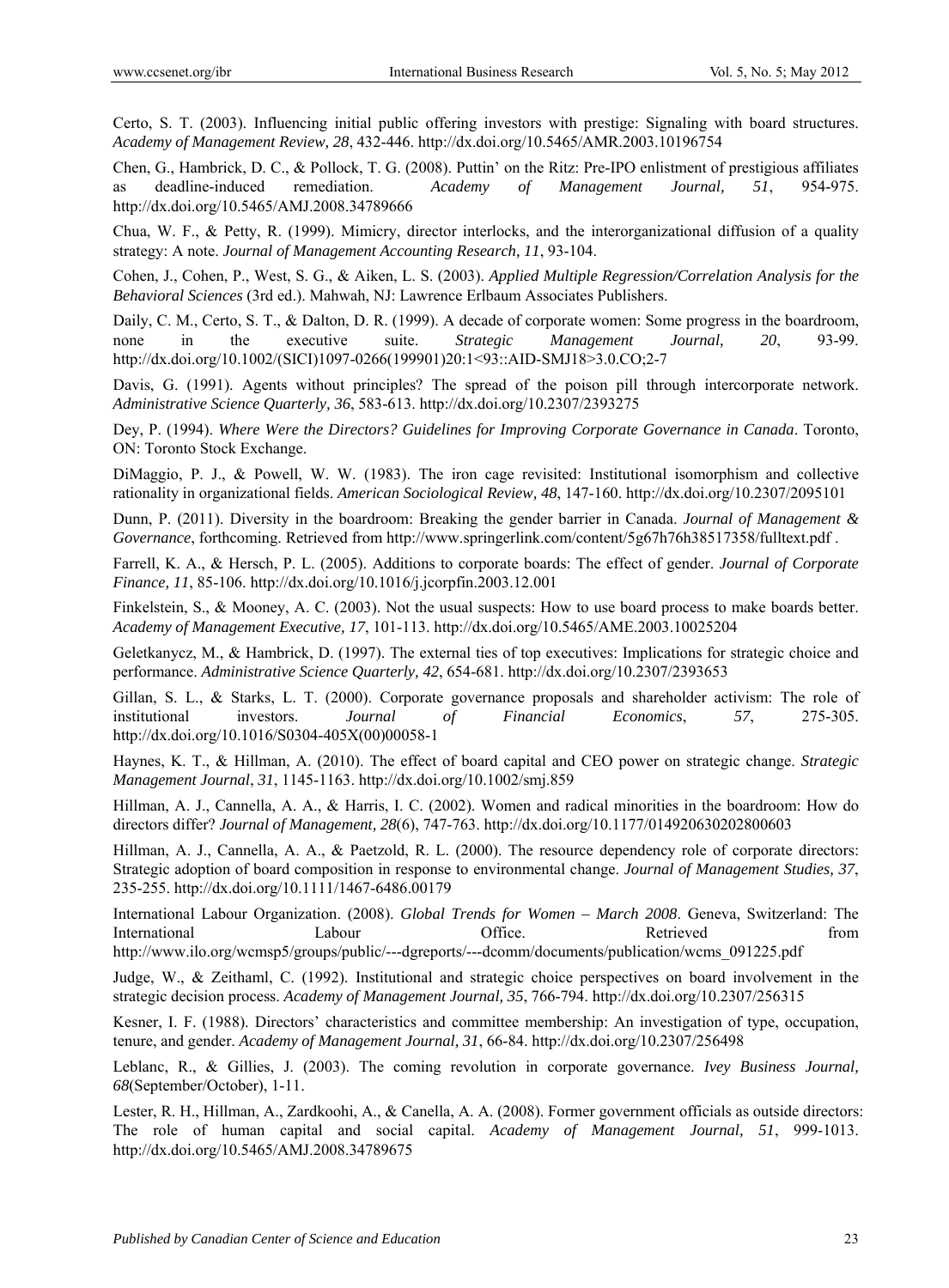Certo, S. T. (2003). Influencing initial public offering investors with prestige: Signaling with board structures. *Academy of Management Review, 28*, 432-446. http://dx.doi.org/10.5465/AMR.2003.10196754

Chen, G., Hambrick, D. C., & Pollock, T. G. (2008). Puttin' on the Ritz: Pre-IPO enlistment of prestigious affiliates as deadline-induced remediation. *Academy of Management Journal, 51*, 954-975. http://dx.doi.org/10.5465/AMJ.2008.34789666

Chua, W. F., & Petty, R. (1999). Mimicry, director interlocks, and the interorganizational diffusion of a quality strategy: A note. *Journal of Management Accounting Research, 11*, 93-104.

Cohen, J., Cohen, P., West, S. G., & Aiken, L. S. (2003). *Applied Multiple Regression/Correlation Analysis for the Behavioral Sciences* (3rd ed.). Mahwah, NJ: Lawrence Erlbaum Associates Publishers.

Daily, C. M., Certo, S. T., & Dalton, D. R. (1999). A decade of corporate women: Some progress in the boardroom, none in the executive suite. *Strategic Management Journal, 20*, 93-99. http://dx.doi.org/10.1002/(SICI)1097-0266(199901)20:1<93::AID-SMJ18>3.0.CO;2-7

Davis, G. (1991). Agents without principles? The spread of the poison pill through intercorporate network. *Administrative Science Quarterly, 36*, 583-613. http://dx.doi.org/10.2307/2393275

Dey, P. (1994). *Where Were the Directors? Guidelines for Improving Corporate Governance in Canada*. Toronto, ON: Toronto Stock Exchange.

DiMaggio, P. J., & Powell, W. W. (1983). The iron cage revisited: Institutional isomorphism and collective rationality in organizational fields. *American Sociological Review, 48*, 147-160. http://dx.doi.org/10.2307/2095101

Dunn, P. (2011). Diversity in the boardroom: Breaking the gender barrier in Canada. *Journal of Management & Governance*, forthcoming. Retrieved from http://www.springerlink.com/content/5g67h76h38517358/fulltext.pdf .

Farrell, K. A., & Hersch, P. L. (2005). Additions to corporate boards: The effect of gender. *Journal of Corporate Finance, 11*, 85-106. http://dx.doi.org/10.1016/j.jcorpfin.2003.12.001

Finkelstein, S., & Mooney, A. C. (2003). Not the usual suspects: How to use board process to make boards better. *Academy of Management Executive, 17*, 101-113. http://dx.doi.org/10.5465/AME.2003.10025204

Geletkanycz, M., & Hambrick, D. (1997). The external ties of top executives: Implications for strategic choice and performance. *Administrative Science Quarterly, 42*, 654-681. http://dx.doi.org/10.2307/2393653

Gillan, S. L., & Starks, L. T. (2000). Corporate governance proposals and shareholder activism: The role of institutional investors. *Journal of Financial Economics*, *57*, 275-305. http://dx.doi.org/10.1016/S0304-405X(00)00058-1

Haynes, K. T., & Hillman, A. (2010). The effect of board capital and CEO power on strategic change. *Strategic Management Journal*, *31*, 1145-1163. http://dx.doi.org/10.1002/smj.859

Hillman, A. J., Cannella, A. A., & Harris, I. C. (2002). Women and radical minorities in the boardroom: How do directors differ? *Journal of Management, 28*(6), 747-763. http://dx.doi.org/10.1177/014920630202800603

Hillman, A. J., Cannella, A. A., & Paetzold, R. L. (2000). The resource dependency role of corporate directors: Strategic adoption of board composition in response to environmental change. *Journal of Management Studies, 37*, 235-255. http://dx.doi.org/10.1111/1467-6486.00179

International Labour Organization. (2008). *Global Trends for Women – March 2008*. Geneva, Switzerland: The International Labour Office. Retrieved from http://www.ilo.org/wcmsp5/groups/public/---dgreports/---dcomm/documents/publication/wcms_091225.pdf

Judge, W., & Zeithaml, C. (1992). Institutional and strategic choice perspectives on board involvement in the strategic decision process. *Academy of Management Journal, 35*, 766-794. http://dx.doi.org/10.2307/256315

Kesner, I. F. (1988). Directors' characteristics and committee membership: An investigation of type, occupation, tenure, and gender. *Academy of Management Journal, 31*, 66-84. http://dx.doi.org/10.2307/256498

Leblanc, R., & Gillies, J. (2003). The coming revolution in corporate governance. *Ivey Business Journal, 68*(September/October), 1-11.

Lester, R. H., Hillman, A., Zardkoohi, A., & Canella, A. A. (2008). Former government officials as outside directors: The role of human capital and social capital. *Academy of Management Journal, 51*, 999-1013. http://dx.doi.org/10.5465/AMJ.2008.34789675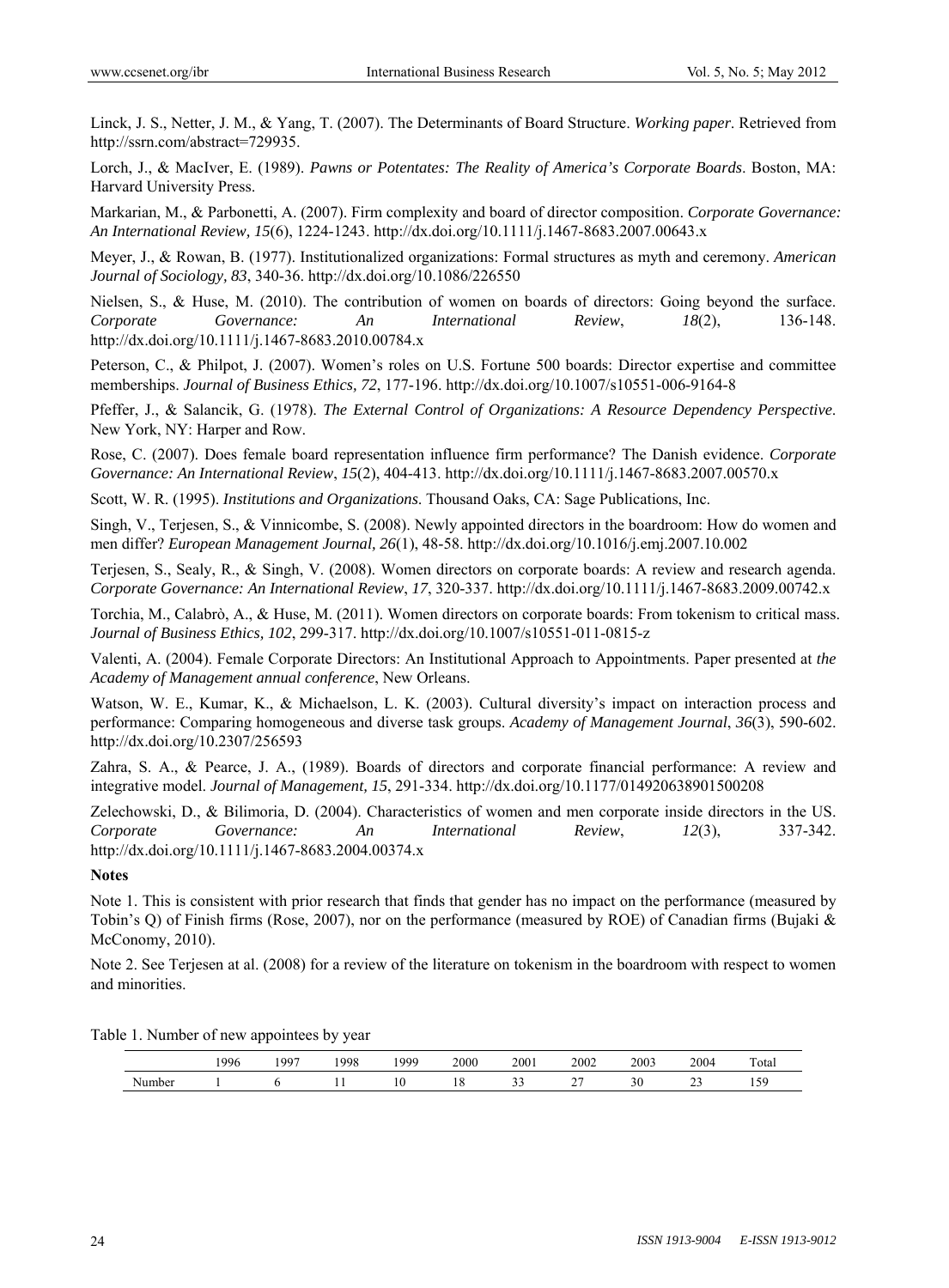Linck, J. S., Netter, J. M., & Yang, T. (2007). The Determinants of Board Structure. *Working paper*. Retrieved from http://ssrn.com/abstract=729935.

Lorch, J., & MacIver, E. (1989). *Pawns or Potentates: The Reality of America's Corporate Boards*. Boston, MA: Harvard University Press.

Markarian, M., & Parbonetti, A. (2007). Firm complexity and board of director composition. *Corporate Governance: An International Review, 15*(6), 1224-1243. http://dx.doi.org/10.1111/j.1467-8683.2007.00643.x

Meyer, J., & Rowan, B. (1977). Institutionalized organizations: Formal structures as myth and ceremony. *American Journal of Sociology, 83*, 340-36. http://dx.doi.org/10.1086/226550

Nielsen, S., & Huse, M. (2010). The contribution of women on boards of directors: Going beyond the surface. *Corporate Governance: An International Review*, *18*(2), 136-148. http://dx.doi.org/10.1111/j.1467-8683.2010.00784.x

Peterson, C., & Philpot, J. (2007). Women's roles on U.S. Fortune 500 boards: Director expertise and committee memberships. *Journal of Business Ethics, 72*, 177-196. http://dx.doi.org/10.1007/s10551-006-9164-8

Pfeffer, J., & Salancik, G. (1978). *The External Control of Organizations: A Resource Dependency Perspective*. New York, NY: Harper and Row.

Rose, C. (2007). Does female board representation influence firm performance? The Danish evidence. *Corporate Governance: An International Review*, *15*(2), 404-413. http://dx.doi.org/10.1111/j.1467-8683.2007.00570.x

Scott, W. R. (1995). *Institutions and Organizations*. Thousand Oaks, CA: Sage Publications, Inc.

Singh, V., Terjesen, S., & Vinnicombe, S. (2008). Newly appointed directors in the boardroom: How do women and men differ? *European Management Journal, 26*(1), 48-58. http://dx.doi.org/10.1016/j.emj.2007.10.002

Terjesen, S., Sealy, R., & Singh, V. (2008). Women directors on corporate boards: A review and research agenda. *Corporate Governance: An International Review*, *17*, 320-337. http://dx.doi.org/10.1111/j.1467-8683.2009.00742.x

Torchia, M., Calabrò, A., & Huse, M. (2011). Women directors on corporate boards: From tokenism to critical mass. *Journal of Business Ethics, 102*, 299-317. http://dx.doi.org/10.1007/s10551-011-0815-z

Valenti, A. (2004). Female Corporate Directors: An Institutional Approach to Appointments. Paper presented at *the Academy of Management annual conference*, New Orleans.

Watson, W. E., Kumar, K., & Michaelson, L. K. (2003). Cultural diversity's impact on interaction process and performance: Comparing homogeneous and diverse task groups. *Academy of Management Journal*, *36*(3), 590-602. http://dx.doi.org/10.2307/256593

Zahra, S. A., & Pearce, J. A., (1989). Boards of directors and corporate financial performance: A review and integrative model. *Journal of Management, 15*, 291-334. http://dx.doi.org/10.1177/014920638901500208

Zelechowski, D., & Bilimoria, D. (2004). Characteristics of women and men corporate inside directors in the US. *Corporate Governance: An International Review*, *12*(3), 337-342. http://dx.doi.org/10.1111/j.1467-8683.2004.00374.x

**Notes**

Note 1. This is consistent with prior research that finds that gender has no impact on the performance (measured by Tobin's Q) of Finish firms (Rose, 2007), nor on the performance (measured by ROE) of Canadian firms (Bujaki & McConomy, 2010).

Note 2. See Terjesen at al. (2008) for a review of the literature on tokenism in the boardroom with respect to women and minorities.

Table 1. Number of new appointees by year

| | 1996 | 1997 | 1998 | 1999 | 2000 | 2001 | 2002 | 2003 | 2004 | Total |
|---|---|---|---|---|---|---|---|---|---|---|
| Number | 1 | 6 | 11 | 10 | 18 | 33 | 27 | 30 | 23 | 159 |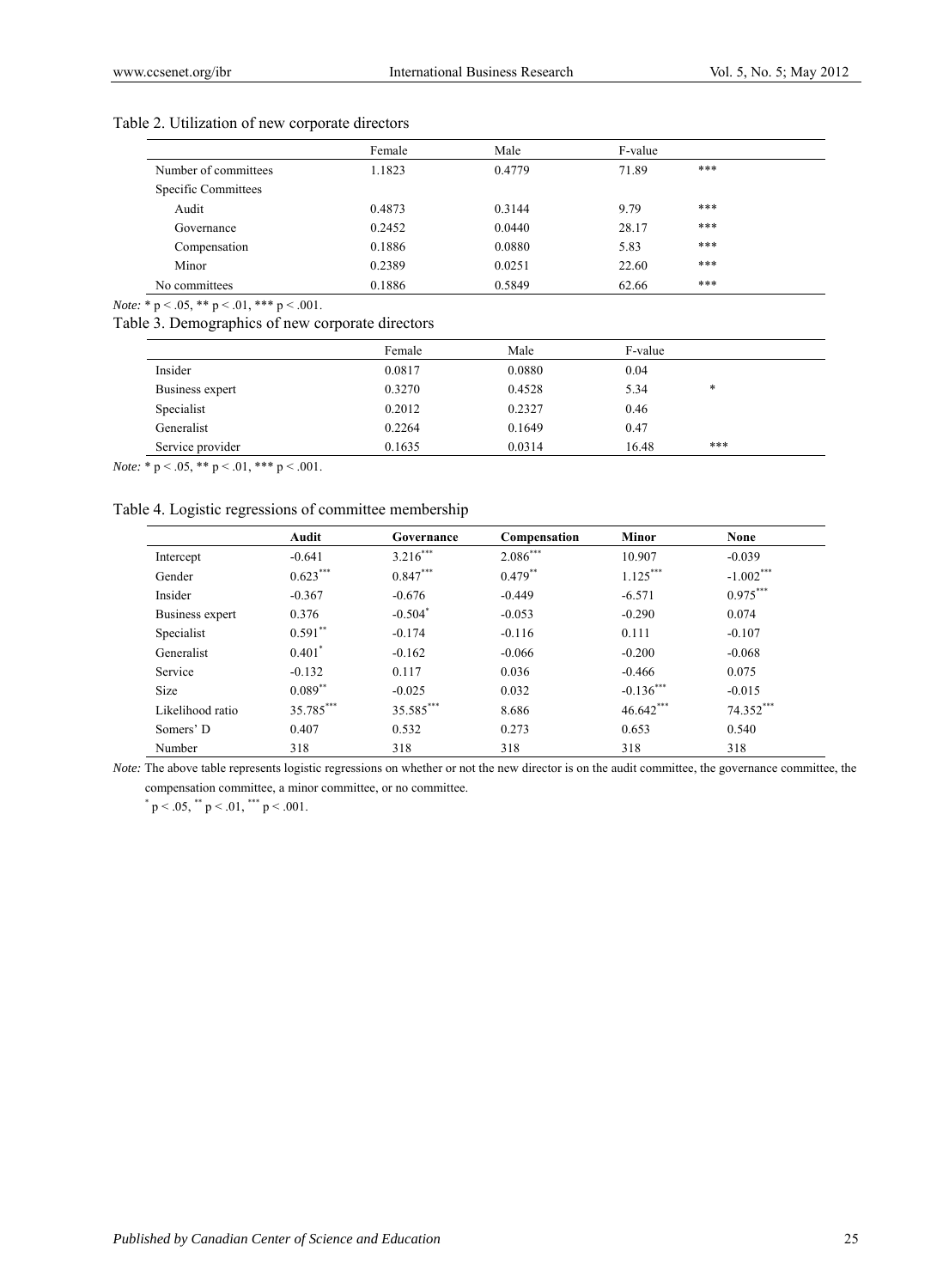Table 2. Utilization of new corporate directors

| | Female | Male | F-value | |
|---|---|---|---|---|
| Number of committees | 1.1823 | 0.4779 | 71.89 | *** |
| Specific Committees | | | | |
| Audit | 0.4873 | 0.3144 | 9.79 | *** |
| Governance | 0.2452 | 0.0440 | 28.17 | *** |
| Compensation | 0.1886 | 0.0880 | 5.83 | *** |
| Minor | 0.2389 | 0.0251 | 22.60 | *** |
| No committees | 0.1886 | 0.5849 | 62.66 | *** |

*Note:* * $p < .05$, ** $p < .01$, *** $p < .001$.

Table 3. Demographics of new corporate directors

| | Female | Male | F-value | |
|---|---|---|---|---|
| Insider | 0.0817 | 0.0880 | 0.04 | |
| Business expert | 0.3270 | 0.4528 | 5.34 | * |
| Specialist | 0.2012 | 0.2327 | 0.46 | |
| Generalist | 0.2264 | 0.1649 | 0.47 | |
| Service provider | 0.1635 | 0.0314 | 16.48 | *** |

*Note:* * $p < .05$, ** $p < .01$, *** $p < .001$.

Table 4. Logistic regressions of committee membership

| | **Audit** | **Governance** | **Compensation** | **Minor** | **None** |
|---|---|---|---|---|---|
| Intercept | -0.641 | 3.216*** | 2.086*** | 10.907 | -0.039 |
| Gender | 0.623*** | 0.847*** | 0.479** | 1.125*** | -1.002*** |
| Insider | -0.367 | -0.676 | -0.449 | -6.571 | 0.975*** |
| Business expert | 0.376 | -0.504* | -0.053 | -0.290 | 0.074 |
| Specialist | 0.591** | -0.174 | -0.116 | 0.111 | -0.107 |
| Generalist | 0.401* | -0.162 | -0.066 | -0.200 | -0.068 |
| Service | -0.132 | 0.117 | 0.036 | -0.466 | 0.075 |
| Size | 0.089** | -0.025 | 0.032 | -0.136*** | -0.015 |
| Likelihood ratio | 35.785*** | 35.585*** | 8.686 | 46.642*** | 74.352*** |
| Somers' D | 0.407 | 0.532 | 0.273 | 0.653 | 0.540 |
| Number | 318 | 318 | 318 | 318 | 318 |

*Note:* The above table represents logistic regressions on whether or not the new director is on the audit committee, the governance committee, the compensation committee, a minor committee, or no committee.

* $p < .05$, ** $p < .01$, *** $p < .001$.